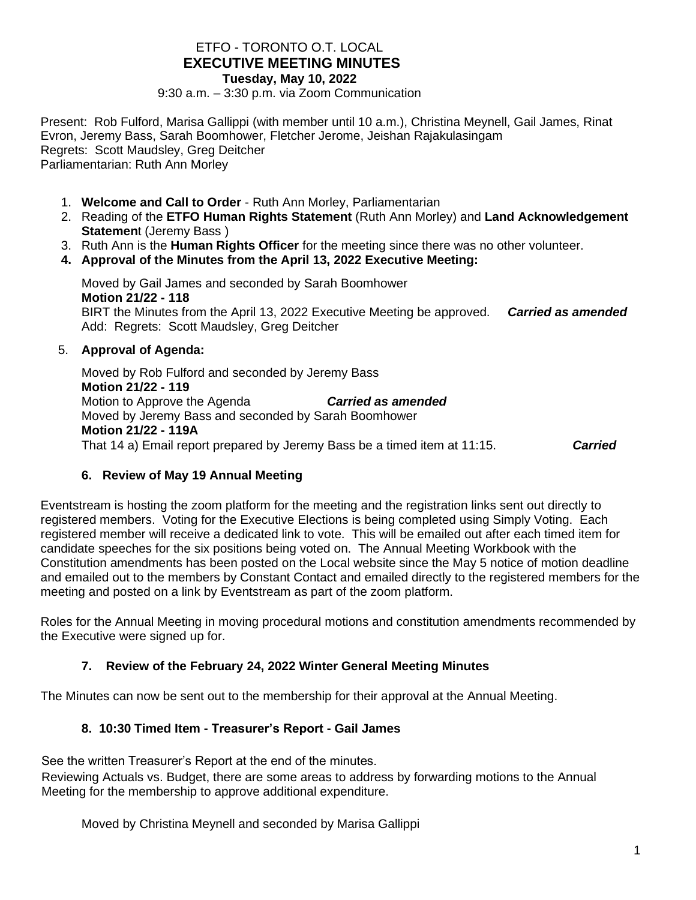# ETFO - TORONTO O.T. LOCAL
## EXECUTIVE MEETING MINUTES
**Tuesday, May 10, 2022**
9:30 a.m. – 3:30 p.m. via Zoom Communication

Present: Rob Fulford, Marisa Gallippi (with member until 10 a.m.), Christina Meynell, Gail James, Rinat Evron, Jeremy Bass, Sarah Boomhower, Fletcher Jerome, Jeishan Rajakulasingam
Regrets: Scott Maudsley, Greg Deitcher
Parliamentarian: Ruth Ann Morley

1. **Welcome and Call to Order** - Ruth Ann Morley, Parliamentarian
2. Reading of the **ETFO Human Rights Statement** (Ruth Ann Morley) and **Land Acknowledgement Statemen**t (Jeremy Bass )
3. Ruth Ann is the **Human Rights Officer** for the meeting since there was no other volunteer.
4. **Approval of the Minutes from the April 13, 2022 Executive Meeting:**

   Moved by Gail James and seconded by Sarah Boomhower
   **Motion 21/22 - 118**
   BIRT the Minutes from the April 13, 2022 Executive Meeting be approved. ***Carried as amended***
   Add: Regrets: Scott Maudsley, Greg Deitcher

5. **Approval of Agenda:**

   Moved by Rob Fulford and seconded by Jeremy Bass
   **Motion 21/22 - 119**
   Motion to Approve the Agenda ***Carried as amended***
   Moved by Jeremy Bass and seconded by Sarah Boomhower
   **Motion 21/22 - 119A**
   That 14 a) Email report prepared by Jeremy Bass be a timed item at 11:15. ***Carried***

### 6. Review of May 19 Annual Meeting

Eventstream is hosting the zoom platform for the meeting and the registration links sent out directly to registered members. Voting for the Executive Elections is being completed using Simply Voting. Each registered member will receive a dedicated link to vote. This will be emailed out after each timed item for candidate speeches for the six positions being voted on. The Annual Meeting Workbook with the Constitution amendments has been posted on the Local website since the May 5 notice of motion deadline and emailed out to the members by Constant Contact and emailed directly to the registered members for the meeting and posted on a link by Eventstream as part of the zoom platform.

Roles for the Annual Meeting in moving procedural motions and constitution amendments recommended by the Executive were signed up for.

### 7. Review of the February 24, 2022 Winter General Meeting Minutes

The Minutes can now be sent out to the membership for their approval at the Annual Meeting.

### 8. 10:30 Timed Item - Treasurer's Report - Gail James

See the written Treasurer's Report at the end of the minutes.
Reviewing Actuals vs. Budget, there are some areas to address by forwarding motions to the Annual Meeting for the membership to approve additional expenditure.

Moved by Christina Meynell and seconded by Marisa Gallippi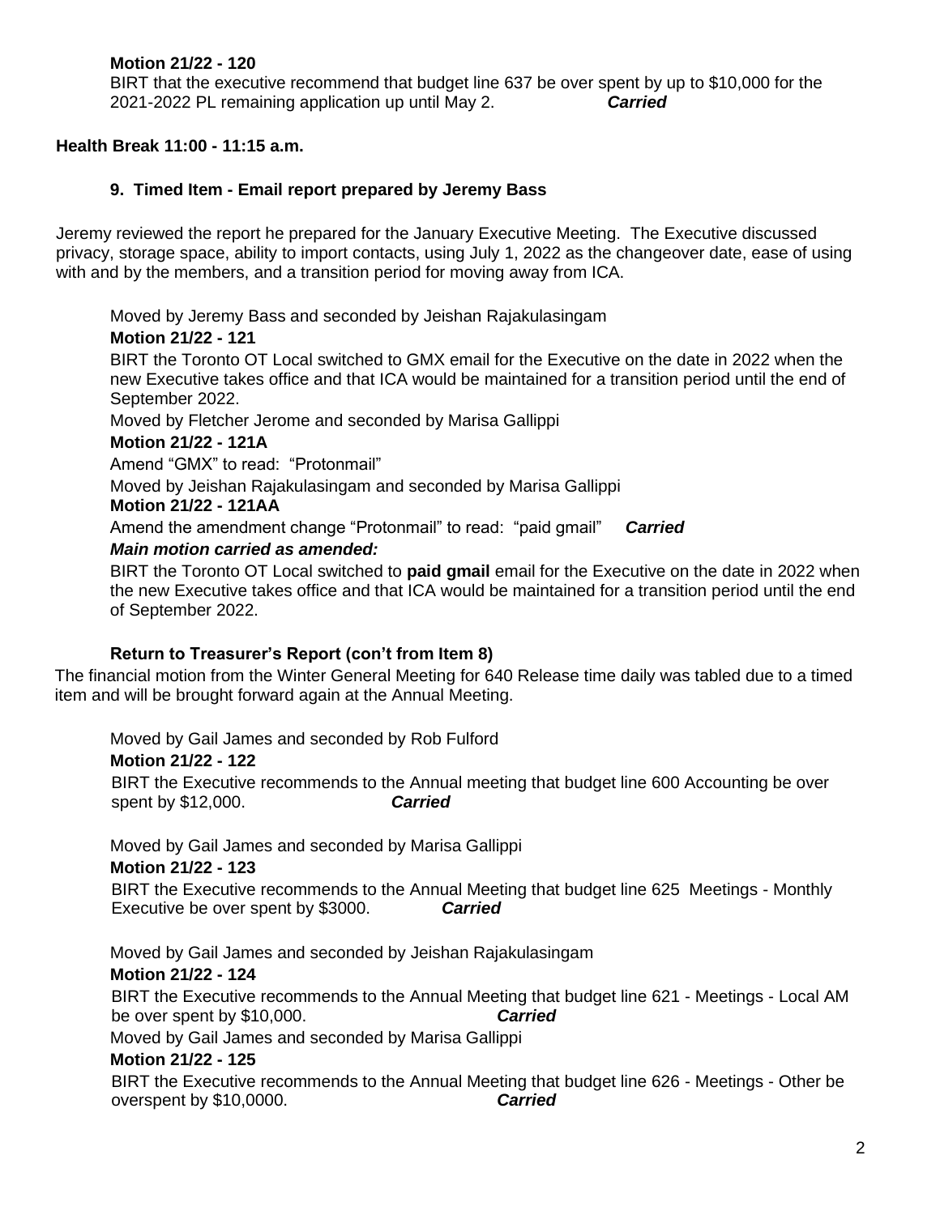**Motion 21/22 - 120**

BIRT that the executive recommend that budget line 637 be over spent by up to $10,000 for the 2021-2022 PL remaining application up until May 2. ***Carried***

**Health Break 11:00 - 11:15 a.m.**

**9. Timed Item - Email report prepared by Jeremy Bass**

Jeremy reviewed the report he prepared for the January Executive Meeting. The Executive discussed privacy, storage space, ability to import contacts, using July 1, 2022 as the changeover date, ease of using with and by the members, and a transition period for moving away from ICA.

Moved by Jeremy Bass and seconded by Jeishan Rajakulasingam

**Motion 21/22 - 121**

BIRT the Toronto OT Local switched to GMX email for the Executive on the date in 2022 when the new Executive takes office and that ICA would be maintained for a transition period until the end of September 2022.

Moved by Fletcher Jerome and seconded by Marisa Gallippi

**Motion 21/22 - 121A**

Amend "GMX" to read: "Protonmail"

Moved by Jeishan Rajakulasingam and seconded by Marisa Gallippi

**Motion 21/22 - 121AA**

Amend the amendment change "Protonmail" to read: "paid gmail" ***Carried***

***Main motion carried as amended:***

BIRT the Toronto OT Local switched to **paid gmail** email for the Executive on the date in 2022 when the new Executive takes office and that ICA would be maintained for a transition period until the end of September 2022.

**Return to Treasurer's Report (con't from Item 8)**

The financial motion from the Winter General Meeting for 640 Release time daily was tabled due to a timed item and will be brought forward again at the Annual Meeting.

Moved by Gail James and seconded by Rob Fulford

**Motion 21/22 - 122**

BIRT the Executive recommends to the Annual meeting that budget line 600 Accounting be over spent by $12,000. ***Carried***

Moved by Gail James and seconded by Marisa Gallippi

**Motion 21/22 - 123**

BIRT the Executive recommends to the Annual Meeting that budget line 625 Meetings - Monthly Executive be over spent by $3000. ***Carried***

Moved by Gail James and seconded by Jeishan Rajakulasingam

**Motion 21/22 - 124**

BIRT the Executive recommends to the Annual Meeting that budget line 621 - Meetings - Local AM be over spent by $10,000. ***Carried***

Moved by Gail James and seconded by Marisa Gallippi

**Motion 21/22 - 125**

BIRT the Executive recommends to the Annual Meeting that budget line 626 - Meetings - Other be overspent by $10,0000. ***Carried***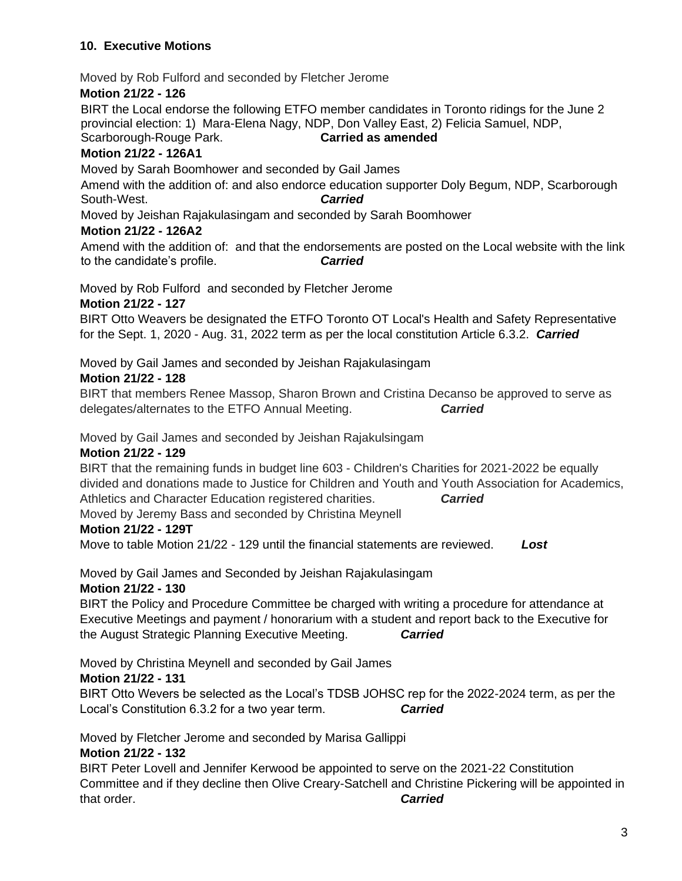### 10. Executive Motions

Moved by Rob Fulford and seconded by Fletcher Jerome

**Motion 21/22 - 126**

BIRT the Local endorse the following ETFO member candidates in Toronto ridings for the June 2 provincial election: 1) Mara-Elena Nagy, NDP, Don Valley East, 2) Felicia Samuel, NDP, Scarborough-Rouge Park. **Carried as amended**

**Motion 21/22 - 126A1**

Moved by Sarah Boomhower and seconded by Gail James

Amend with the addition of: and also endorce education supporter Doly Begum, NDP, Scarborough South-West. ***Carried***

Moved by Jeishan Rajakulasingam and seconded by Sarah Boomhower

**Motion 21/22 - 126A2**

Amend with the addition of: and that the endorsements are posted on the Local website with the link to the candidate's profile. ***Carried***

Moved by Rob Fulford and seconded by Fletcher Jerome

**Motion 21/22 - 127**

BIRT Otto Weavers be designated the ETFO Toronto OT Local's Health and Safety Representative for the Sept. 1, 2020 - Aug. 31, 2022 term as per the local constitution Article 6.3.2. ***Carried***

Moved by Gail James and seconded by Jeishan Rajakulasingam

**Motion 21/22 - 128**

BIRT that members Renee Massop, Sharon Brown and Cristina Decanso be approved to serve as delegates/alternates to the ETFO Annual Meeting. ***Carried***

Moved by Gail James and seconded by Jeishan Rajakulsingam

**Motion 21/22 - 129**

BIRT that the remaining funds in budget line 603 - Children's Charities for 2021-2022 be equally divided and donations made to Justice for Children and Youth and Youth Association for Academics, Athletics and Character Education registered charities. ***Carried***

Moved by Jeremy Bass and seconded by Christina Meynell

**Motion 21/22 - 129T**

Move to table Motion 21/22 - 129 until the financial statements are reviewed. ***Lost***

Moved by Gail James and Seconded by Jeishan Rajakulasingam

**Motion 21/22 - 130**

BIRT the Policy and Procedure Committee be charged with writing a procedure for attendance at Executive Meetings and payment / honorarium with a student and report back to the Executive for the August Strategic Planning Executive Meeting. ***Carried***

Moved by Christina Meynell and seconded by Gail James

**Motion 21/22 - 131**

BIRT Otto Wevers be selected as the Local's TDSB JOHSC rep for the 2022-2024 term, as per the Local's Constitution 6.3.2 for a two year term. ***Carried***

Moved by Fletcher Jerome and seconded by Marisa Gallippi

**Motion 21/22 - 132**

BIRT Peter Lovell and Jennifer Kerwood be appointed to serve on the 2021-22 Constitution Committee and if they decline then Olive Creary-Satchell and Christine Pickering will be appointed in that order. ***Carried***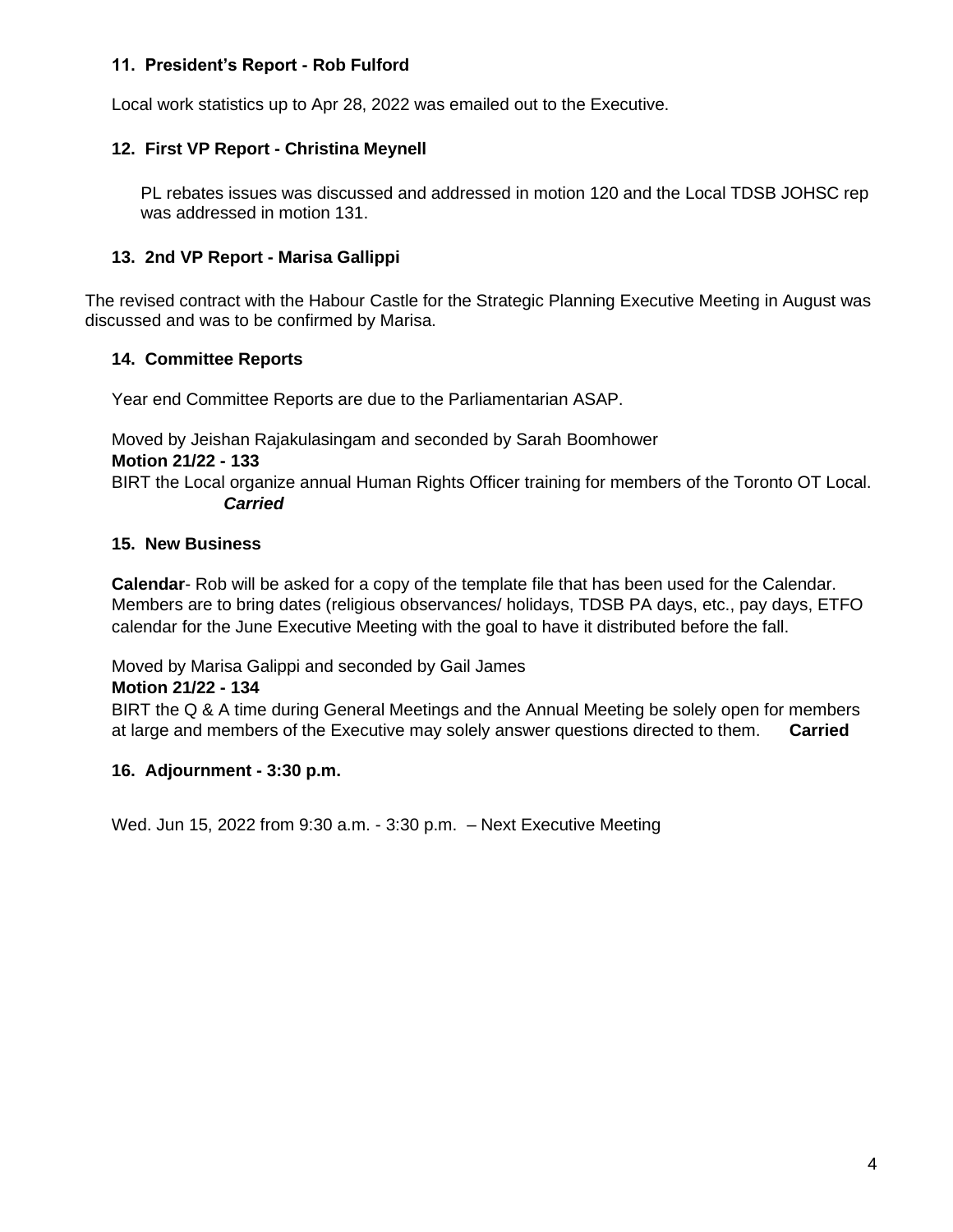**11. President's Report - Rob Fulford**

Local work statistics up to Apr 28, 2022 was emailed out to the Executive.

**12. First VP Report - Christina Meynell**

PL rebates issues was discussed and addressed in motion 120 and the Local TDSB JOHSC rep was addressed in motion 131.

**13. 2nd VP Report - Marisa Gallippi**

The revised contract with the Habour Castle for the Strategic Planning Executive Meeting in August was discussed and was to be confirmed by Marisa.

**14. Committee Reports**

Year end Committee Reports are due to the Parliamentarian ASAP.

Moved by Jeishan Rajakulasingam and seconded by Sarah Boomhower
**Motion 21/22 - 133**
BIRT the Local organize annual Human Rights Officer training for members of the Toronto OT Local. ***Carried***

**15. New Business**

**Calendar**- Rob will be asked for a copy of the template file that has been used for the Calendar. Members are to bring dates (religious observances/ holidays, TDSB PA days, etc., pay days, ETFO calendar for the June Executive Meeting with the goal to have it distributed before the fall.

Moved by Marisa Galippi and seconded by Gail James
**Motion 21/22 - 134**
BIRT the Q & A time during General Meetings and the Annual Meeting be solely open for members at large and members of the Executive may solely answer questions directed to them. **Carried**

**16. Adjournment - 3:30 p.m.**

Wed. Jun 15, 2022 from 9:30 a.m. - 3:30 p.m. – Next Executive Meeting